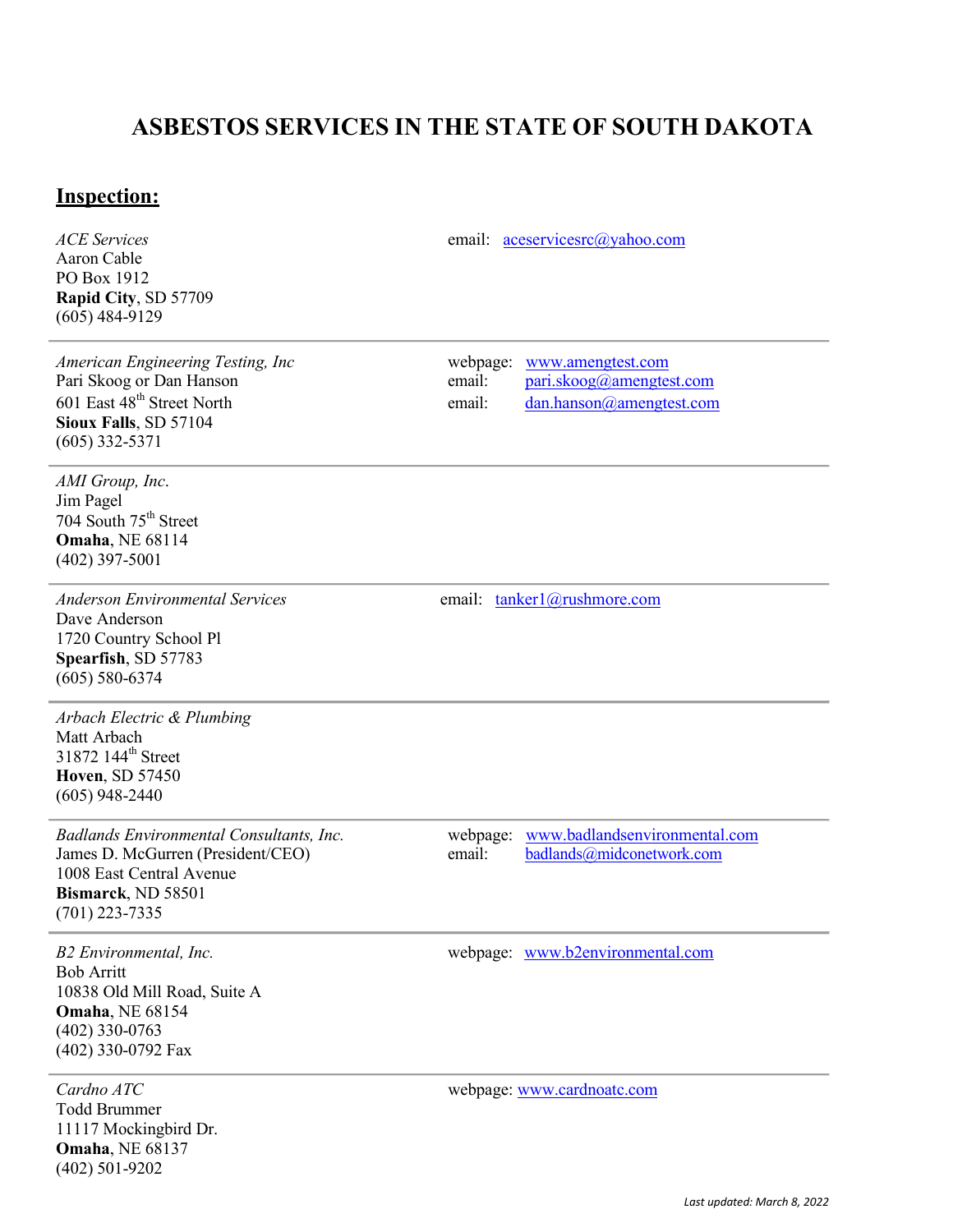# ASBESTOS SERVICES IN THE STATE OF SOUTH DAKOTA

## Inspection:

*ACE Services*
Aaron Cable
PO Box 1912
**Rapid City**, SD 57709
(605) 484-9129

email: aceservicesrc@yahoo.com

---

*American Engineering Testing, Inc*
Pari Skoog or Dan Hanson
601 East 48th Street North
**Sioux Falls**, SD 57104
(605) 332-5371

webpage: www.amengtest.com
email: pari.skoog@amengtest.com
email: dan.hanson@amengtest.com

---

*AMI Group, Inc.*
Jim Pagel
704 South 75th Street
**Omaha**, NE 68114
(402) 397-5001

---

*Anderson Environmental Services*
Dave Anderson
1720 Country School Pl
**Spearfish**, SD 57783
(605) 580-6374

email: tanker1@rushmore.com

---

*Arbach Electric & Plumbing*
Matt Arbach
31872 144th Street
**Hoven**, SD 57450
(605) 948-2440

---

*Badlands Environmental Consultants, Inc.*
James D. McGurren (President/CEO)
1008 East Central Avenue
**Bismarck**, ND 58501
(701) 223-7335

webpage: www.badlandsenvironmental.com
email: badlands@midconetwork.com

---

*B2 Environmental, Inc.*
Bob Arritt
10838 Old Mill Road, Suite A
**Omaha**, NE 68154
(402) 330-0763
(402) 330-0792 Fax

webpage: www.b2environmental.com

---

*Cardno ATC*
Todd Brummer
11117 Mockingbird Dr.
**Omaha**, NE 68137
(402) 501-9202

webpage: www.cardnoatc.com

*Last updated: March 8, 2022*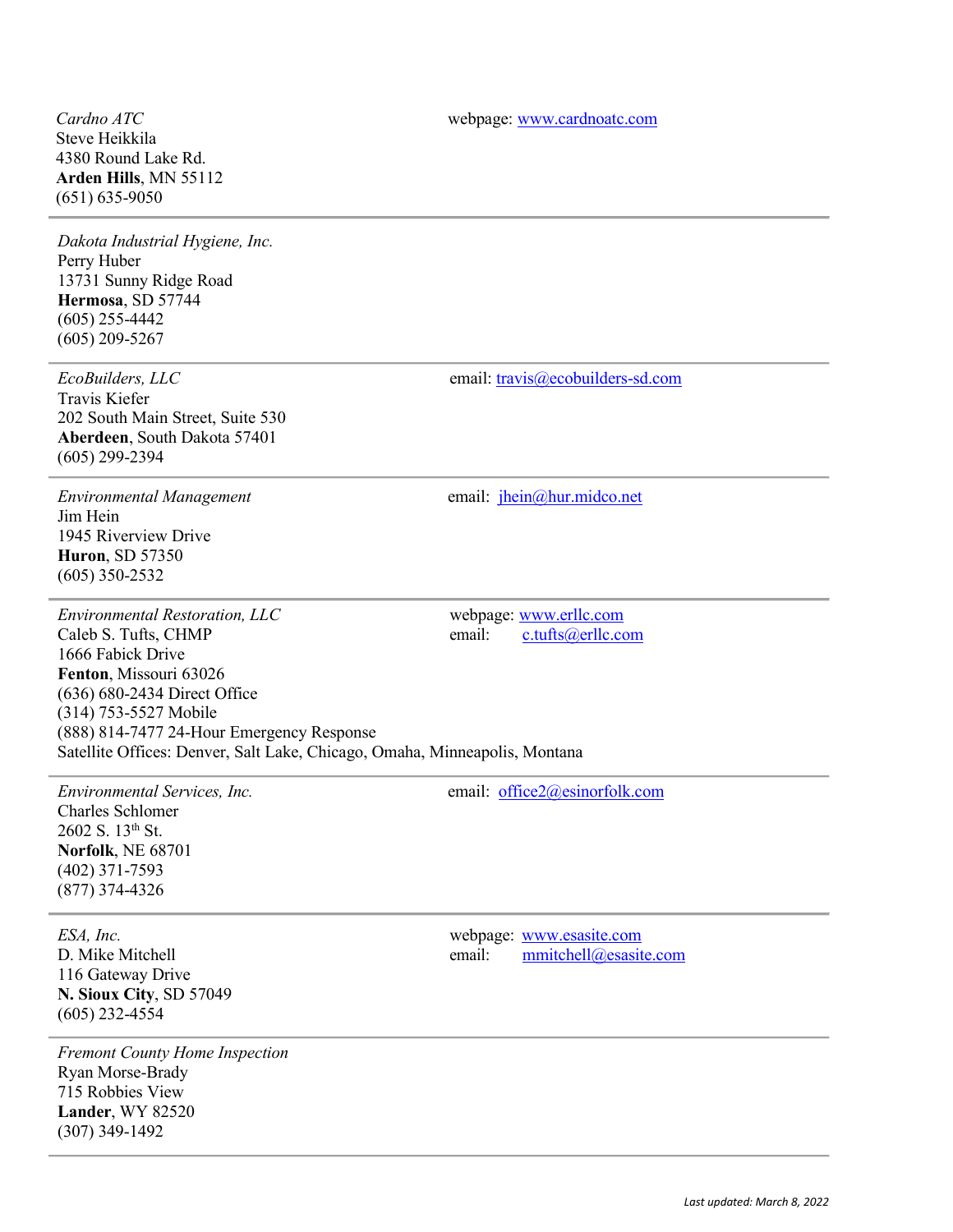*Cardno ATC*
Steve Heikkila
4380 Round Lake Rd.
**Arden Hills**, MN 55112
(651) 635-9050

webpage: www.cardnoatc.com

---

*Dakota Industrial Hygiene, Inc.*
Perry Huber
13731 Sunny Ridge Road
**Hermosa**, SD 57744
(605) 255-4442
(605) 209-5267

---

*EcoBuilders, LLC*
Travis Kiefer
202 South Main Street, Suite 530
**Aberdeen**, South Dakota 57401
(605) 299-2394

email: travis@ecobuilders-sd.com

---

*Environmental Management*
Jim Hein
1945 Riverview Drive
**Huron**, SD 57350
(605) 350-2532

email: jhein@hur.midco.net

---

*Environmental Restoration, LLC*
Caleb S. Tufts, CHMP
1666 Fabick Drive
**Fenton**, Missouri 63026
(636) 680-2434 Direct Office
(314) 753-5527 Mobile
(888) 814-7477 24-Hour Emergency Response
Satellite Offices: Denver, Salt Lake, Chicago, Omaha, Minneapolis, Montana

webpage: www.erllc.com
email: c.tufts@erllc.com

---

*Environmental Services, Inc.*
Charles Schlomer
2602 S. 13th St.
**Norfolk**, NE 68701
(402) 371-7593
(877) 374-4326

email: office2@esinorfolk.com

---

*ESA, Inc.*
D. Mike Mitchell
116 Gateway Drive
**N. Sioux City**, SD 57049
(605) 232-4554

webpage: www.esasite.com
email: mmitchell@esasite.com

---

*Fremont County Home Inspection*
Ryan Morse-Brady
715 Robbies View
**Lander**, WY 82520
(307) 349-1492

---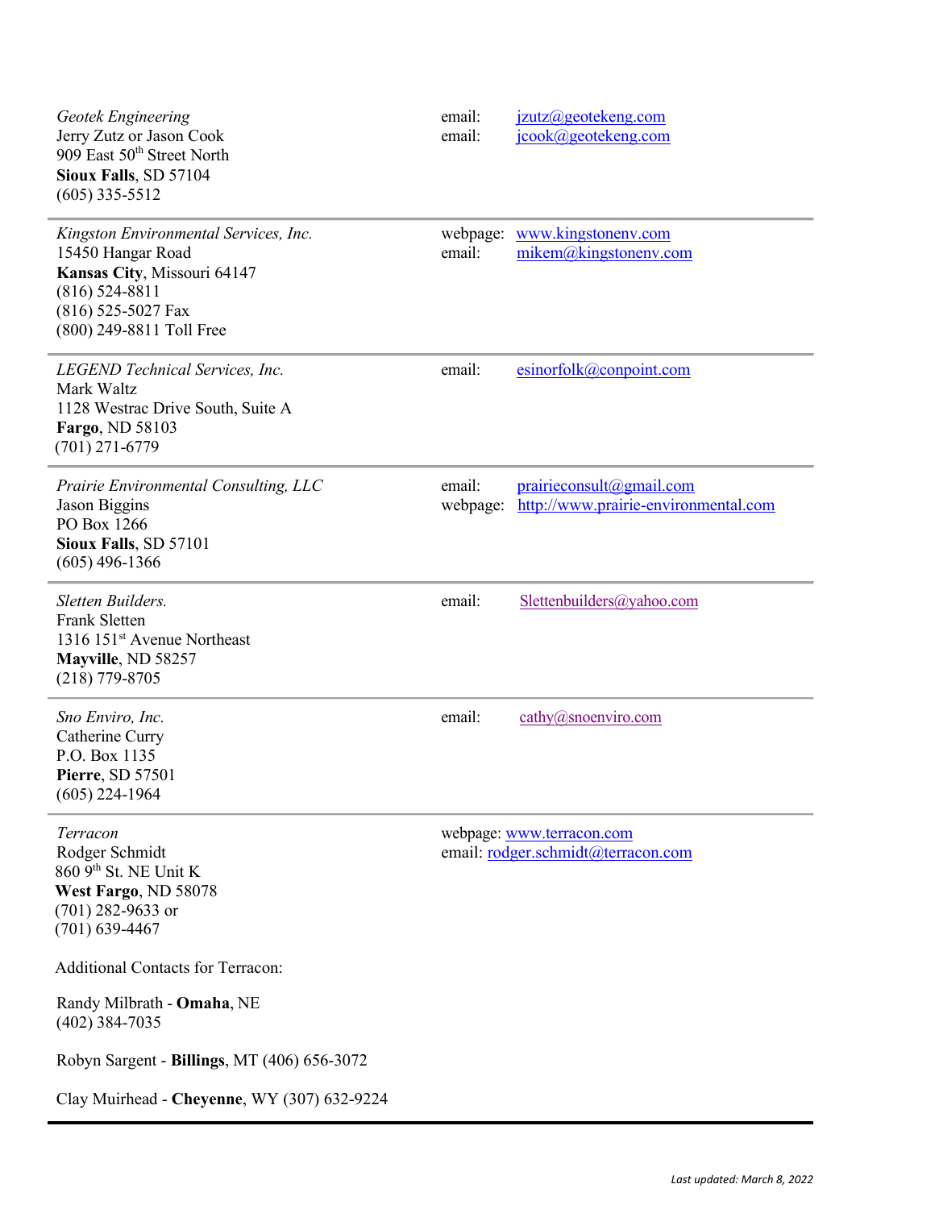*Geotek Engineering*
Jerry Zutz or Jason Cook
909 East 50th Street North
**Sioux Falls**, SD 57104
(605) 335-5512

email: jzutz@geotekeng.com
email: jcook@geotekeng.com

---

*Kingston Environmental Services, Inc.*
15450 Hangar Road
**Kansas City**, Missouri 64147
(816) 524-8811
(816) 525-5027 Fax
(800) 249-8811 Toll Free

webpage: www.kingstonenv.com
email: mikem@kingstonenv.com

---

*LEGEND Technical Services, Inc.*
Mark Waltz
1128 Westrac Drive South, Suite A
**Fargo**, ND 58103
(701) 271-6779

email: esinorfolk@conpoint.com

---

*Prairie Environmental Consulting, LLC*
Jason Biggins
PO Box 1266
**Sioux Falls**, SD 57101
(605) 496-1366

email: prairieconsult@gmail.com
webpage: http://www.prairie-environmental.com

---

*Sletten Builders.*
Frank Sletten
1316 151st Avenue Northeast
**Mayville**, ND 58257
(218) 779-8705

email: Slettenbuilders@yahoo.com

---

*Sno Enviro, Inc.*
Catherine Curry
P.O. Box 1135
**Pierre**, SD 57501
(605) 224-1964

email: cathy@snoenviro.com

---

*Terracon*
Rodger Schmidt
860 9th St. NE Unit K
**West Fargo**, ND 58078
(701) 282-9633 or
(701) 639-4467

webpage: www.terracon.com
email: rodger.schmidt@terracon.com

Additional Contacts for Terracon:

Randy Milbrath - **Omaha**, NE
(402) 384-7035

Robyn Sargent - **Billings**, MT (406) 656-3072

Clay Muirhead - **Cheyenne**, WY (307) 632-9224

---

*Last updated: March 8, 2022*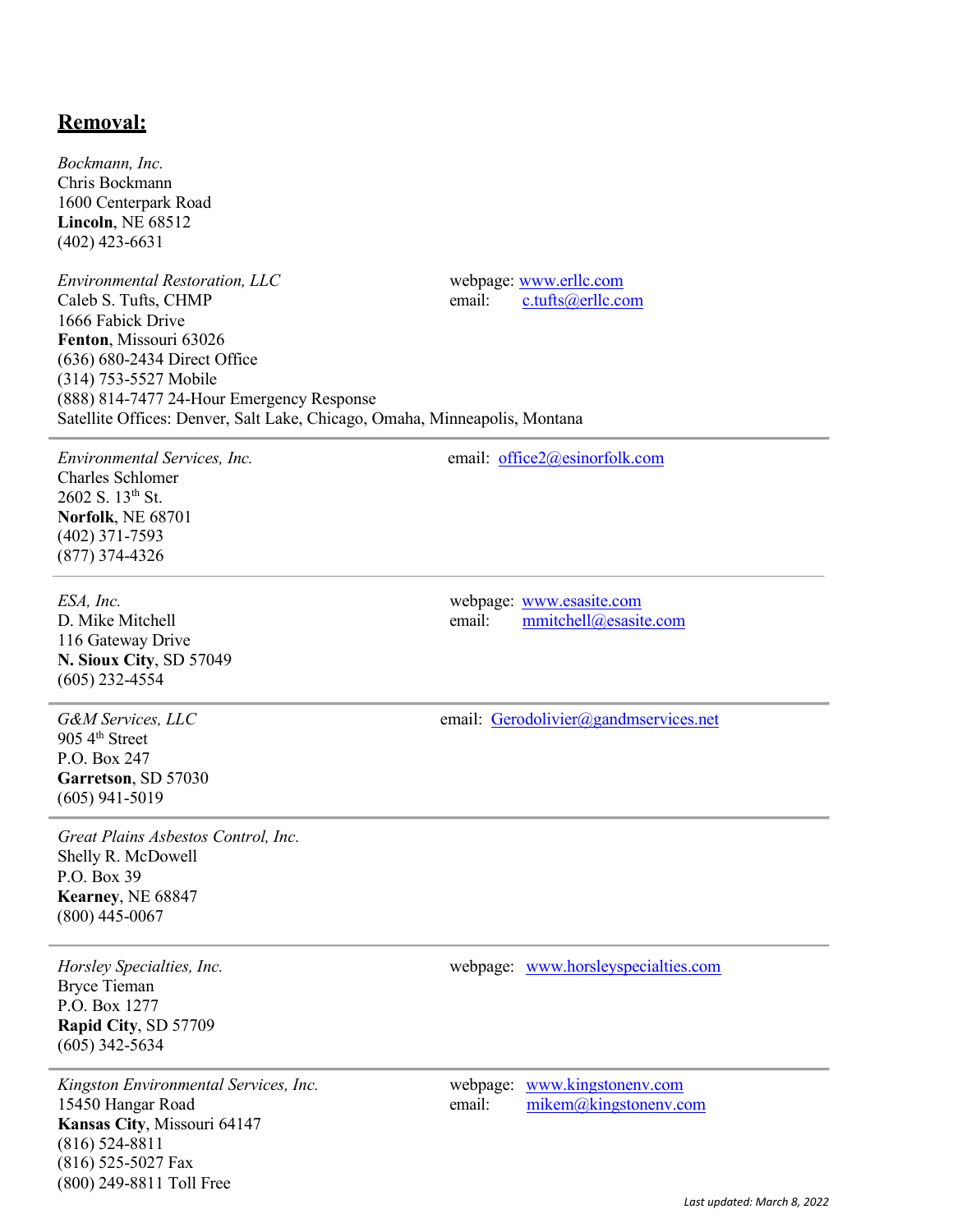## **Removal:**

*Bockmann, Inc.*
Chris Bockmann
1600 Centerpark Road
**Lincoln**, NE 68512
(402) 423-6631

*Environmental Restoration, LLC*
Caleb S. Tufts, CHMP
1666 Fabick Drive
**Fenton**, Missouri 63026
(636) 680-2434 Direct Office
(314) 753-5527 Mobile
(888) 814-7477 24-Hour Emergency Response
Satellite Offices: Denver, Salt Lake, Chicago, Omaha, Minneapolis, Montana
webpage: www.erllc.com
email: c.tufts@erllc.com

---

*Environmental Services, Inc.*
Charles Schlomer
2602 S. 13th St.
**Norfolk**, NE 68701
(402) 371-7593
(877) 374-4326
email: office2@esinorfolk.com

---

*ESA, Inc.*
D. Mike Mitchell
116 Gateway Drive
**N. Sioux City**, SD 57049
(605) 232-4554
webpage: www.esasite.com
email: mmitchell@esasite.com

---

*G&M Services, LLC*
905 4th Street
P.O. Box 247
**Garretson**, SD 57030
(605) 941-5019
email: Gerodolivier@gandmservices.net

---

*Great Plains Asbestos Control, Inc.*
Shelly R. McDowell
P.O. Box 39
**Kearney**, NE 68847
(800) 445-0067

---

*Horsley Specialties, Inc.*
Bryce Tieman
P.O. Box 1277
**Rapid City**, SD 57709
(605) 342-5634
webpage: www.horsleyspecialties.com

---

*Kingston Environmental Services, Inc.*
15450 Hangar Road
**Kansas City**, Missouri 64147
(816) 524-8811
(816) 525-5027 Fax
(800) 249-8811 Toll Free
webpage: www.kingstonenv.com
email: mikem@kingstonenv.com

*Last updated: March 8, 2022*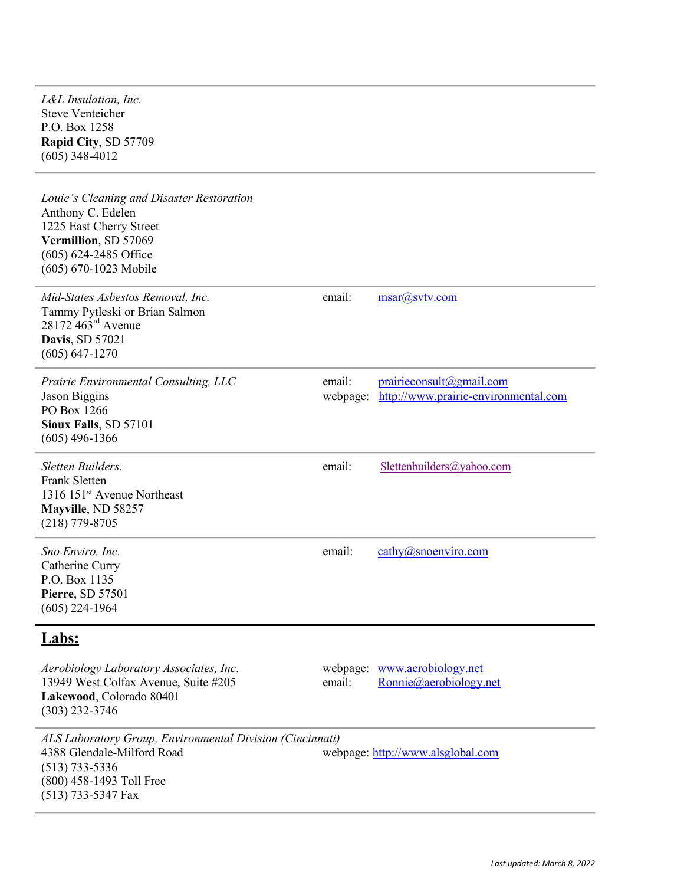---

*L&L Insulation, Inc.*
Steve Venteicher
P.O. Box 1258
**Rapid City**, SD 57709
(605) 348-4012

---

*Louie's Cleaning and Disaster Restoration*
Anthony C. Edelen
1225 East Cherry Street
**Vermillion**, SD 57069
(605) 624-2485 Office
(605) 670-1023 Mobile

---

*Mid-States Asbestos Removal, Inc.*
Tammy Pytleski or Brian Salmon
28172 463rd Avenue
**Davis**, SD 57021
(605) 647-1270

email: msar@svtv.com

---

*Prairie Environmental Consulting, LLC*
Jason Biggins
PO Box 1266
**Sioux Falls**, SD 57101
(605) 496-1366

email: prairieconsult@gmail.com
webpage: http://www.prairie-environmental.com

---

*Sletten Builders.*
Frank Sletten
1316 151st Avenue Northeast
**Mayville**, ND 58257
(218) 779-8705

email: Slettenbuilders@yahoo.com

---

*Sno Enviro, Inc.*
Catherine Curry
P.O. Box 1135
**Pierre**, SD 57501
(605) 224-1964

email: cathy@snoenviro.com

---

## Labs:

*Aerobiology Laboratory Associates, Inc.*
13949 West Colfax Avenue, Suite #205
**Lakewood**, Colorado 80401
(303) 232-3746

webpage: www.aerobiology.net
email: Ronnie@aerobiology.net

---

*ALS Laboratory Group, Environmental Division (Cincinnati)*
4388 Glendale-Milford Road
(513) 733-5336
(800) 458-1493 Toll Free
(513) 733-5347 Fax

webpage: http://www.alsglobal.com

---

*Last updated: March 8, 2022*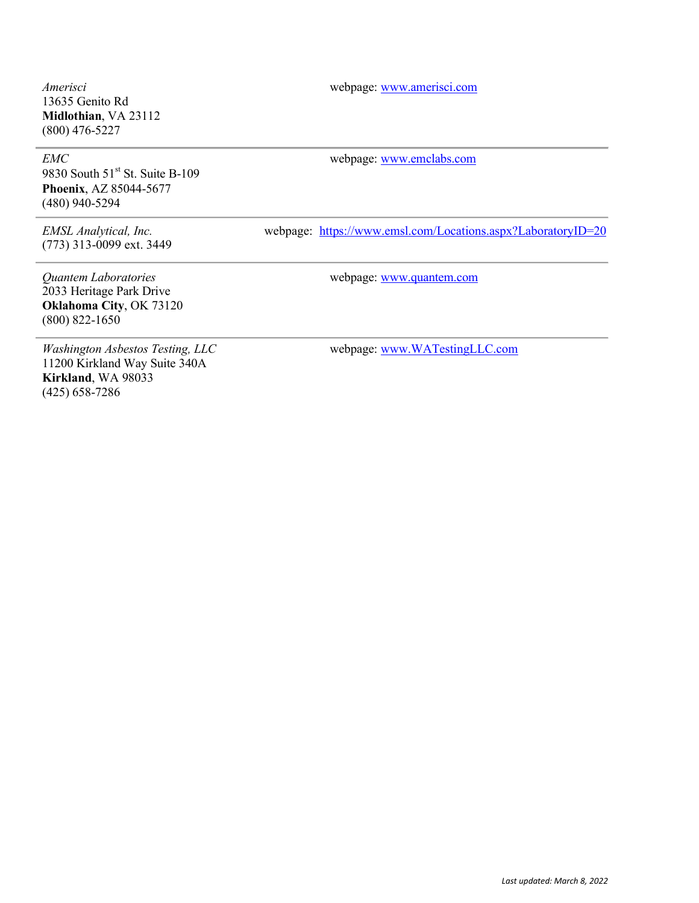*Amerisci*
13635 Genito Rd
**Midlothian**, VA 23112
(800) 476-5227

webpage: [www.amerisci.com](www.amerisci.com)

---

*EMC*
9830 South 51st St. Suite B-109
**Phoenix**, AZ 85044-5677
(480) 940-5294

webpage: [www.emclabs.com](www.emclabs.com)

---

*EMSL Analytical, Inc.*
(773) 313-0099 ext. 3449

webpage: [https://www.emsl.com/Locations.aspx?LaboratoryID=20](https://www.emsl.com/Locations.aspx?LaboratoryID=20)

---

*Quantem Laboratories*
2033 Heritage Park Drive
**Oklahoma City**, OK 73120
(800) 822-1650

webpage: [www.quantem.com](www.quantem.com)

---

*Washington Asbestos Testing, LLC*
11200 Kirkland Way Suite 340A
**Kirkland**, WA 98033
(425) 658-7286

webpage: [www.WATestingLLC.com](www.WATestingLLC.com)

*Last updated: March 8, 2022*